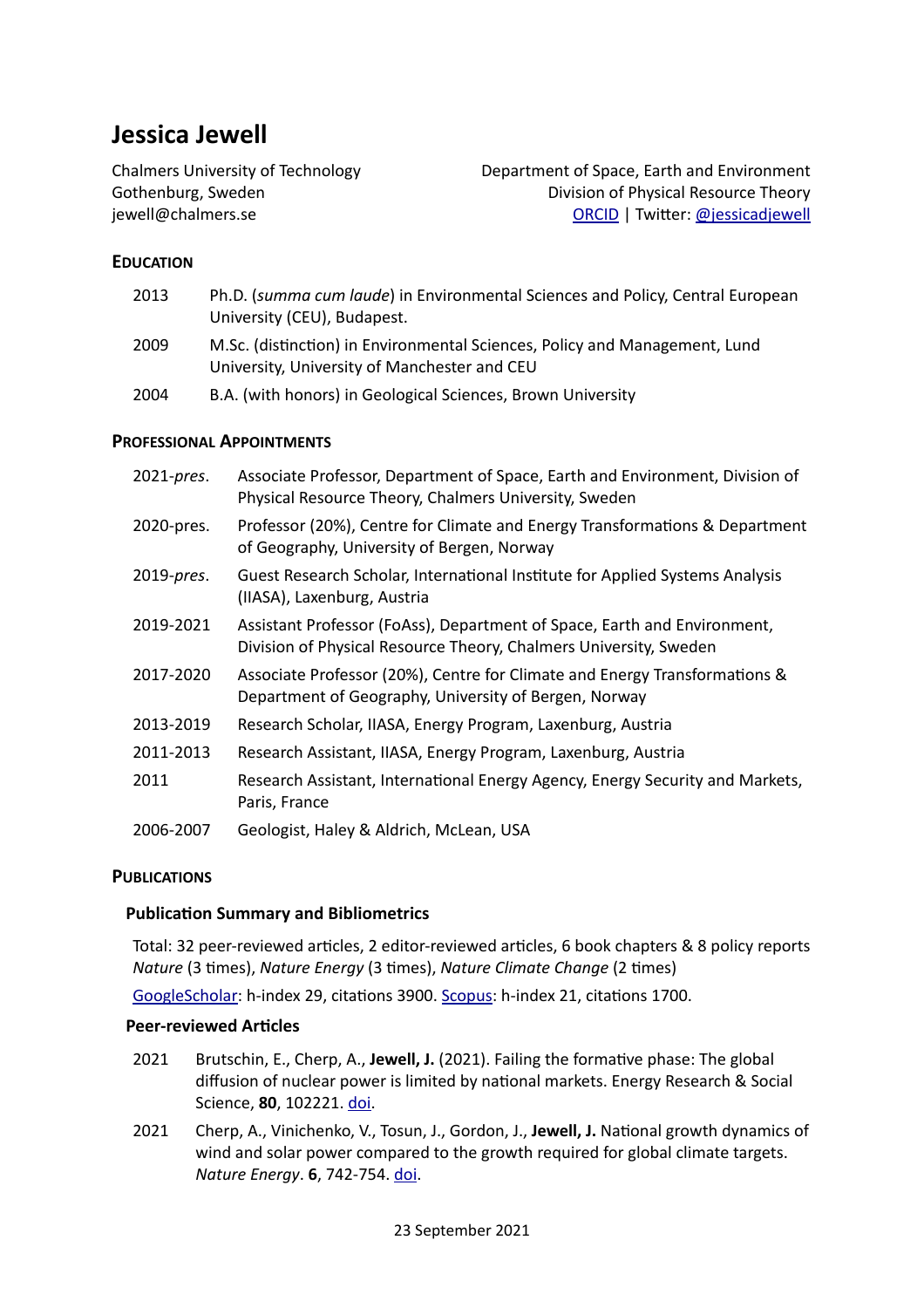# Jessica Jewell

Chalmers University of Technology
Gothenburg, Sweden
jewell@chalmers.se

Department of Space, Earth and Environment
Division of Physical Resource Theory
ORCID | Twitter: @jessicadjewell

## EDUCATION

- 2013 Ph.D. (*summa cum laude*) in Environmental Sciences and Policy, Central European University (CEU), Budapest.
- 2009 M.Sc. (distinction) in Environmental Sciences, Policy and Management, Lund University, University of Manchester and CEU
- 2004 B.A. (with honors) in Geological Sciences, Brown University

## PROFESSIONAL APPOINTMENTS

- 2021-*pres*. Associate Professor, Department of Space, Earth and Environment, Division of Physical Resource Theory, Chalmers University, Sweden
- 2020-pres. Professor (20%), Centre for Climate and Energy Transformations & Department of Geography, University of Bergen, Norway
- 2019-*pres*. Guest Research Scholar, International Institute for Applied Systems Analysis (IIASA), Laxenburg, Austria
- 2019-2021 Assistant Professor (FoAss), Department of Space, Earth and Environment, Division of Physical Resource Theory, Chalmers University, Sweden
- 2017-2020 Associate Professor (20%), Centre for Climate and Energy Transformations & Department of Geography, University of Bergen, Norway
- 2013-2019 Research Scholar, IIASA, Energy Program, Laxenburg, Austria
- 2011-2013 Research Assistant, IIASA, Energy Program, Laxenburg, Austria
- 2011 Research Assistant, International Energy Agency, Energy Security and Markets, Paris, France
- 2006-2007 Geologist, Haley & Aldrich, McLean, USA

## PUBLICATIONS

### Publication Summary and Bibliometrics

Total: 32 peer-reviewed articles, 2 editor-reviewed articles, 6 book chapters & 8 policy reports
*Nature* (3 times), *Nature Energy* (3 times), *Nature Climate Change* (2 times)

GoogleScholar: h-index 29, citations 3900. Scopus: h-index 21, citations 1700.

### Peer-reviewed Articles

- 2021 Brutschin, E., Cherp, A., **Jewell, J.** (2021). Failing the formative phase: The global diffusion of nuclear power is limited by national markets. Energy Research & Social Science, **80**, 102221. doi.
- 2021 Cherp, A., Vinichenko, V., Tosun, J., Gordon, J., **Jewell, J.** National growth dynamics of wind and solar power compared to the growth required for global climate targets. *Nature Energy*. **6**, 742-754. doi.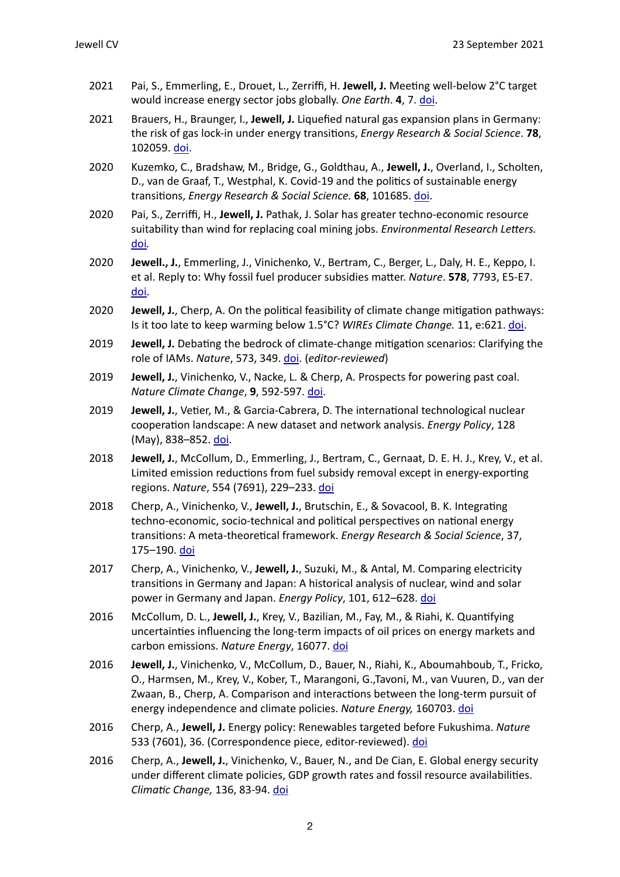2021 Pai, S., Emmerling, E., Drouet, L., Zerriffi, H. **Jewell, J.** Meeting well-below 2°C target would increase energy sector jobs globally. *One Earth*. **4**, 7. doi.

2021 Brauers, H., Braunger, I., **Jewell, J.** Liquefied natural gas expansion plans in Germany: the risk of gas lock-in under energy transitions, *Energy Research & Social Science*. **78**, 102059. doi.

2020 Kuzemko, C., Bradshaw, M., Bridge, G., Goldthau, A., **Jewell, J.**, Overland, I., Scholten, D., van de Graaf, T., Westphal, K. Covid-19 and the politics of sustainable energy transitions, *Energy Research & Social Science.* **68**, 101685. doi.

2020 Pai, S., Zerriffi, H., **Jewell, J.** Pathak, J. Solar has greater techno-economic resource suitability than wind for replacing coal mining jobs. *Environmental Research Letters.* doi.

2020 **Jewell., J.**, Emmerling, J., Vinichenko, V., Bertram, C., Berger, L., Daly, H. E., Keppo, I. et al. Reply to: Why fossil fuel producer subsidies matter. *Nature*. **578**, 7793, E5-E7. doi.

2020 **Jewell, J.**, Cherp, A. On the political feasibility of climate change mitigation pathways: Is it too late to keep warming below 1.5°C? *WIREs Climate Change.* 11, e:621. doi.

2019 **Jewell, J.** Debating the bedrock of climate-change mitigation scenarios: Clarifying the role of IAMs. *Nature*, 573, 349. doi. (*editor-reviewed*)

2019 **Jewell, J.**, Vinichenko, V., Nacke, L. & Cherp, A. Prospects for powering past coal. *Nature Climate Change*, **9**, 592-597. doi.

2019 **Jewell, J.**, Vetier, M., & Garcia-Cabrera, D. The international technological nuclear cooperation landscape: A new dataset and network analysis. *Energy Policy*, 128 (May), 838–852. doi.

2018 **Jewell, J.**, McCollum, D., Emmerling, J., Bertram, C., Gernaat, D. E. H. J., Krey, V., et al. Limited emission reductions from fuel subsidy removal except in energy-exporting regions. *Nature*, 554 (7691), 229–233. doi

2018 Cherp, A., Vinichenko, V., **Jewell, J.**, Brutschin, E., & Sovacool, B. K. Integrating techno-economic, socio-technical and political perspectives on national energy transitions: A meta-theoretical framework. *Energy Research & Social Science*, 37, 175–190. doi

2017 Cherp, A., Vinichenko, V., **Jewell, J.**, Suzuki, M., & Antal, M. Comparing electricity transitions in Germany and Japan: A historical analysis of nuclear, wind and solar power in Germany and Japan. *Energy Policy*, 101, 612–628. doi

2016 McCollum, D. L., **Jewell, J.**, Krey, V., Bazilian, M., Fay, M., & Riahi, K. Quantifying uncertainties influencing the long-term impacts of oil prices on energy markets and carbon emissions. *Nature Energy*, 16077. doi

2016 **Jewell, J.**, Vinichenko, V., McCollum, D., Bauer, N., Riahi, K., Aboumahboub, T., Fricko, O., Harmsen, M., Krey, V., Kober, T., Marangoni, G.,Tavoni, M., van Vuuren, D., van der Zwaan, B., Cherp, A. Comparison and interactions between the long-term pursuit of energy independence and climate policies. *Nature Energy,* 160703. doi

2016 Cherp, A., **Jewell, J.** Energy policy: Renewables targeted before Fukushima. *Nature* 533 (7601), 36. (Correspondence piece, editor-reviewed). doi

2016 Cherp, A., **Jewell, J.**, Vinichenko, V., Bauer, N., and De Cian, E. Global energy security under different climate policies, GDP growth rates and fossil resource availabilities. *Climatic Change,* 136, 83-94. doi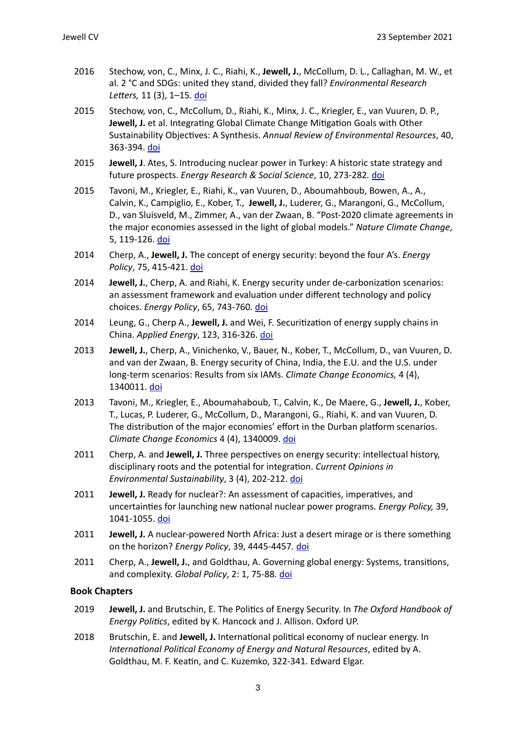2016 Stechow, von, C., Minx, J. C., Riahi, K., **Jewell, J.**, McCollum, D. L., Callaghan, M. W., et al. 2 °C and SDGs: united they stand, divided they fall? *Environmental Research Letters,* 11 (3), 1–15. doi

2015 Stechow, von, C., McCollum, D., Riahi, K., Minx, J. C., Kriegler, E., van Vuuren, D. P., **Jewell, J.** et al. Integrating Global Climate Change Mitigation Goals with Other Sustainability Objectives: A Synthesis. *Annual Review of Environmental Resources*, 40, 363-394. doi

2015 **Jewell, J**. Ates, S. Introducing nuclear power in Turkey: A historic state strategy and future prospects. *Energy Research & Social Science*, 10, 273-282*.* doi

2015 Tavoni, M., Kriegler, E., Riahi, K., van Vuuren, D., Aboumahboub, Bowen, A., A., Calvin, K., Campiglio, E., Kober, T., **Jewell, J.**, Luderer, G., Marangoni, G., McCollum, D., van Sluisveld, M., Zimmer, A., van der Zwaan, B. "Post-2020 climate agreements in the major economies assessed in the light of global models." *Nature Climate Change*, 5, 119-126. doi

2014 Cherp, A., **Jewell, J.** The concept of energy security: beyond the four A's. *Energy Policy*, 75, 415-421. doi

2014 **Jewell, J.**, Cherp, A. and Riahi, K. Energy security under de-carbonization scenarios: an assessment framework and evaluation under different technology and policy choices. *Energy Policy*, 65, 743-760*.* doi

2014 Leung, G., Cherp A., **Jewell, J.** and Wei, F. Securitization of energy supply chains in China. *Applied Energy*, 123, 316-326. doi

2013 **Jewell, J.**, Cherp, A., Vinichenko, V., Bauer, N., Kober, T., McCollum, D., van Vuuren, D. and van der Zwaan, B. Energy security of China, India, the E.U. and the U.S. under long-term scenarios: Results from six IAMs. *Climate Change Economics,* 4 (4), 1340011. doi

2013 Tavoni, M., Kriegler, E., Aboumahaboub, T., Calvin, K., De Maere, G., **Jewell, J.**, Kober, T., Lucas, P. Luderer, G., McCollum, D., Marangoni, G., Riahi, K. and van Vuuren, D. The distribution of the major economies' effort in the Durban platform scenarios. *Climate Change Economics* 4 (4), 1340009. doi

2011 Cherp, A. and **Jewell, J.** Three perspectives on energy security: intellectual history, disciplinary roots and the potential for integration. *Current Opinions in Environmental Sustainability*, 3 (4), 202-212. doi

2011 **Jewell, J.** Ready for nuclear?: An assessment of capacities, imperatives, and uncertainties for launching new national nuclear power programs. *Energy Policy,* 39, 1041-1055. doi

2011 **Jewell, J.** A nuclear-powered North Africa: Just a desert mirage or is there something on the horizon? *Energy Policy*, 39, 4445-4457*.* doi

2011 Cherp, A., **Jewell, J.**, and Goldthau, A. Governing global energy: Systems, transitions, and complexity. *Global Policy*, 2: 1, 75-88*.* doi

### Book Chapters

2019 **Jewell, J.** and Brutschin, E. The Politics of Energy Security. In *The Oxford Handbook of Energy Politics*, edited by K. Hancock and J. Allison. Oxford UP.

2018 Brutschin, E. and **Jewell, J.** International political economy of nuclear energy. In *International Political Economy of Energy and Natural Resources*, edited by A. Goldthau, M. F. Keatin, and C. Kuzemko, 322-341. Edward Elgar.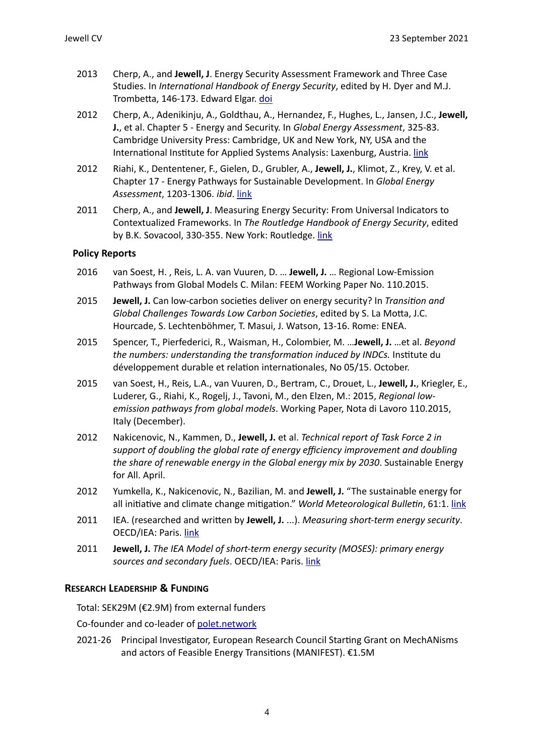2013 Cherp, A., and **Jewell, J**. Energy Security Assessment Framework and Three Case Studies. In *International Handbook of Energy Security*, edited by H. Dyer and M.J. Trombetta, 146-173. Edward Elgar. doi

2012 Cherp, A., Adenikinju, A., Goldthau, A., Hernandez, F., Hughes, L., Jansen, J.C., **Jewell, J.**, et al. Chapter 5 - Energy and Security. In *Global Energy Assessment*, 325-83. Cambridge University Press: Cambridge, UK and New York, NY, USA and the International Institute for Applied Systems Analysis: Laxenburg, Austria. link

2012 Riahi, K., Dententener, F., Gielen, D., Grubler, A., **Jewell, J.**, Klimot, Z., Krey, V. et al. Chapter 17 - Energy Pathways for Sustainable Development. In *Global Energy Assessment*, 1203-1306. *ibid*. link

2011 Cherp, A., and **Jewell, J**. Measuring Energy Security: From Universal Indicators to Contextualized Frameworks. In *The Routledge Handbook of Energy Security*, edited by B.K. Sovacool, 330-355. New York: Routledge. link

### Policy Reports

2016 van Soest, H. , Reis, L. A. van Vuuren, D. … **Jewell, J.** … Regional Low-Emission Pathways from Global Models C. Milan: FEEM Working Paper No. 110.2015.

2015 **Jewell, J.** Can low-carbon societies deliver on energy security? In *Transition and Global Challenges Towards Low Carbon Societies*, edited by S. La Motta, J.C. Hourcade, S. Lechtenböhmer, T. Masui, J. Watson, 13-16. Rome: ENEA.

2015 Spencer, T., Pierfederici, R., Waisman, H., Colombier, M. …**Jewell, J.** …et al. *Beyond the numbers: understanding the transformation induced by INDCs.* Institute du développement durable et relation internationales, No 05/15. October.

2015 van Soest, H., Reis, L.A., van Vuuren, D., Bertram, C., Drouet, L., **Jewell, J.**, Kriegler, E., Luderer, G., Riahi, K., Rogelj, J., Tavoni, M., den Elzen, M.: 2015, *Regional low-emission pathways from global models*. Working Paper, Nota di Lavoro 110.2015, Italy (December).

2012 Nakicenovic, N., Kammen, D., **Jewell, J.** et al. *Technical report of Task Force 2 in support of doubling the global rate of energy efficiency improvement and doubling the share of renewable energy in the Global energy mix by 2030*. Sustainable Energy for All. April.

2012 Yumkella, K., Nakicenovic, N., Bazilian, M. and **Jewell, J.** "The sustainable energy for all initiative and climate change mitigation." *World Meteorological Bulletin*, 61:1. link

2011 IEA. (researched and written by **Jewell, J.** ...). *Measuring short-term energy security*. OECD/IEA: Paris. link

2011 **Jewell, J.** *The IEA Model of short-term energy security (MOSES): primary energy sources and secondary fuels*. OECD/IEA: Paris. link

## Research Leadership & Funding

Total: SEK29M (€2.9M) from external funders

Co-founder and co-leader of polet.network

2021-26 Principal Investigator, European Research Council Starting Grant on MechANisms and actors of Feasible Energy Transitions (MANIFEST). €1.5M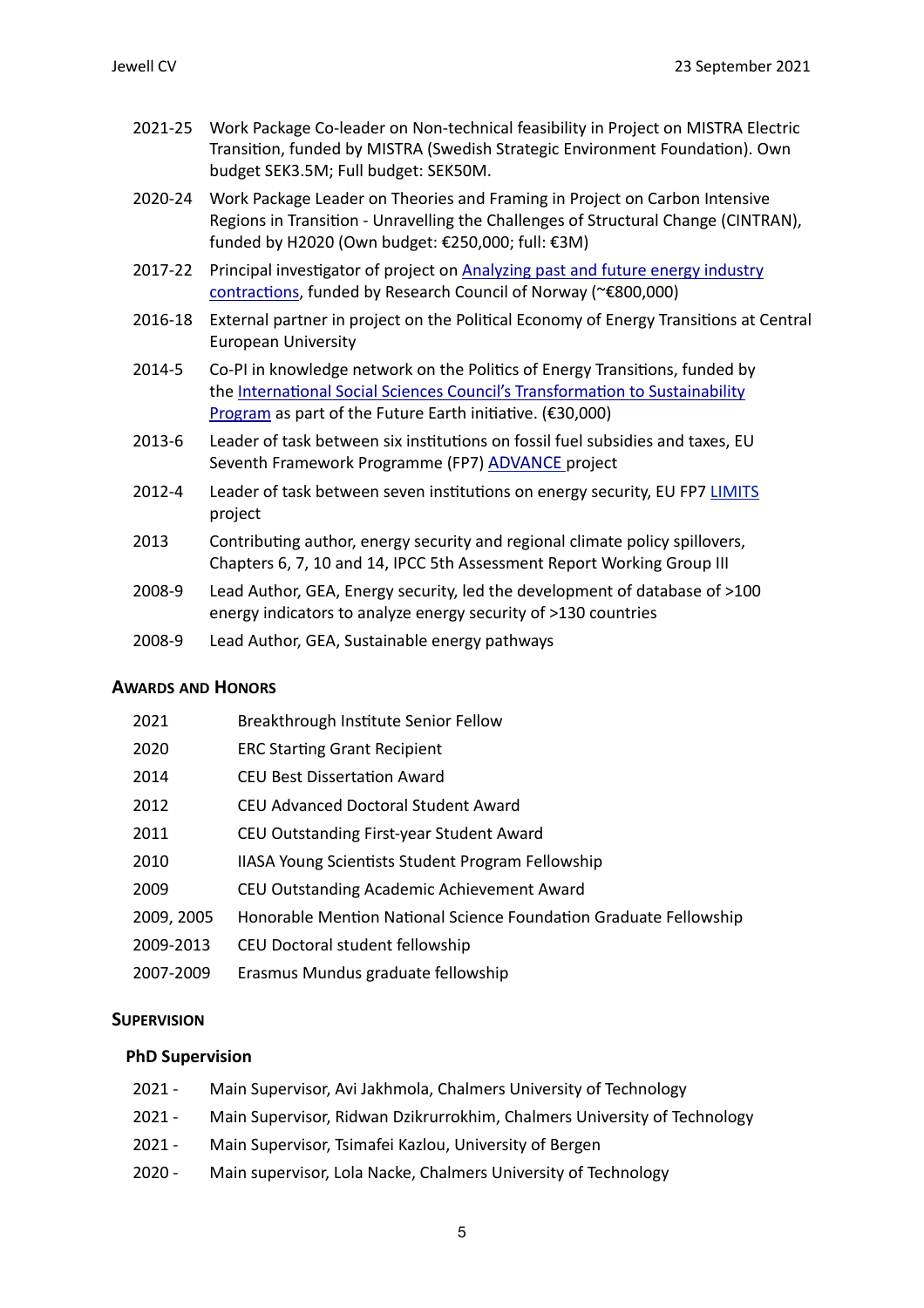- 2021-25 Work Package Co-leader on Non-technical feasibility in Project on MISTRA Electric Transition, funded by MISTRA (Swedish Strategic Environment Foundation). Own budget SEK3.5M; Full budget: SEK50M.
- 2020-24 Work Package Leader on Theories and Framing in Project on Carbon Intensive Regions in Transition - Unravelling the Challenges of Structural Change (CINTRAN), funded by H2020 (Own budget: €250,000; full: €3M)
- 2017-22 Principal investigator of project on Analyzing past and future energy industry contractions, funded by Research Council of Norway (~€800,000)
- 2016-18 External partner in project on the Political Economy of Energy Transitions at Central European University
- 2014-5 Co-PI in knowledge network on the Politics of Energy Transitions, funded by the International Social Sciences Council's Transformation to Sustainability Program as part of the Future Earth initiative. (€30,000)
- 2013-6 Leader of task between six institutions on fossil fuel subsidies and taxes, EU Seventh Framework Programme (FP7) ADVANCE project
- 2012-4 Leader of task between seven institutions on energy security, EU FP7 LIMITS project
- 2013 Contributing author, energy security and regional climate policy spillovers, Chapters 6, 7, 10 and 14, IPCC 5th Assessment Report Working Group III
- 2008-9 Lead Author, GEA, Energy security, led the development of database of >100 energy indicators to analyze energy security of >130 countries
- 2008-9 Lead Author, GEA, Sustainable energy pathways

## Awards and Honors

- 2021 Breakthrough Institute Senior Fellow
- 2020 ERC Starting Grant Recipient
- 2014 CEU Best Dissertation Award
- 2012 CEU Advanced Doctoral Student Award
- 2011 CEU Outstanding First-year Student Award
- 2010 IIASA Young Scientists Student Program Fellowship
- 2009 CEU Outstanding Academic Achievement Award
- 2009, 2005 Honorable Mention National Science Foundation Graduate Fellowship
- 2009-2013 CEU Doctoral student fellowship
- 2007-2009 Erasmus Mundus graduate fellowship

## Supervision

### PhD Supervision

- 2021 - Main Supervisor, Avi Jakhmola, Chalmers University of Technology
- 2021 - Main Supervisor, Ridwan Dzikrurrokhim, Chalmers University of Technology
- 2021 - Main Supervisor, Tsimafei Kazlou, University of Bergen
- 2020 - Main supervisor, Lola Nacke, Chalmers University of Technology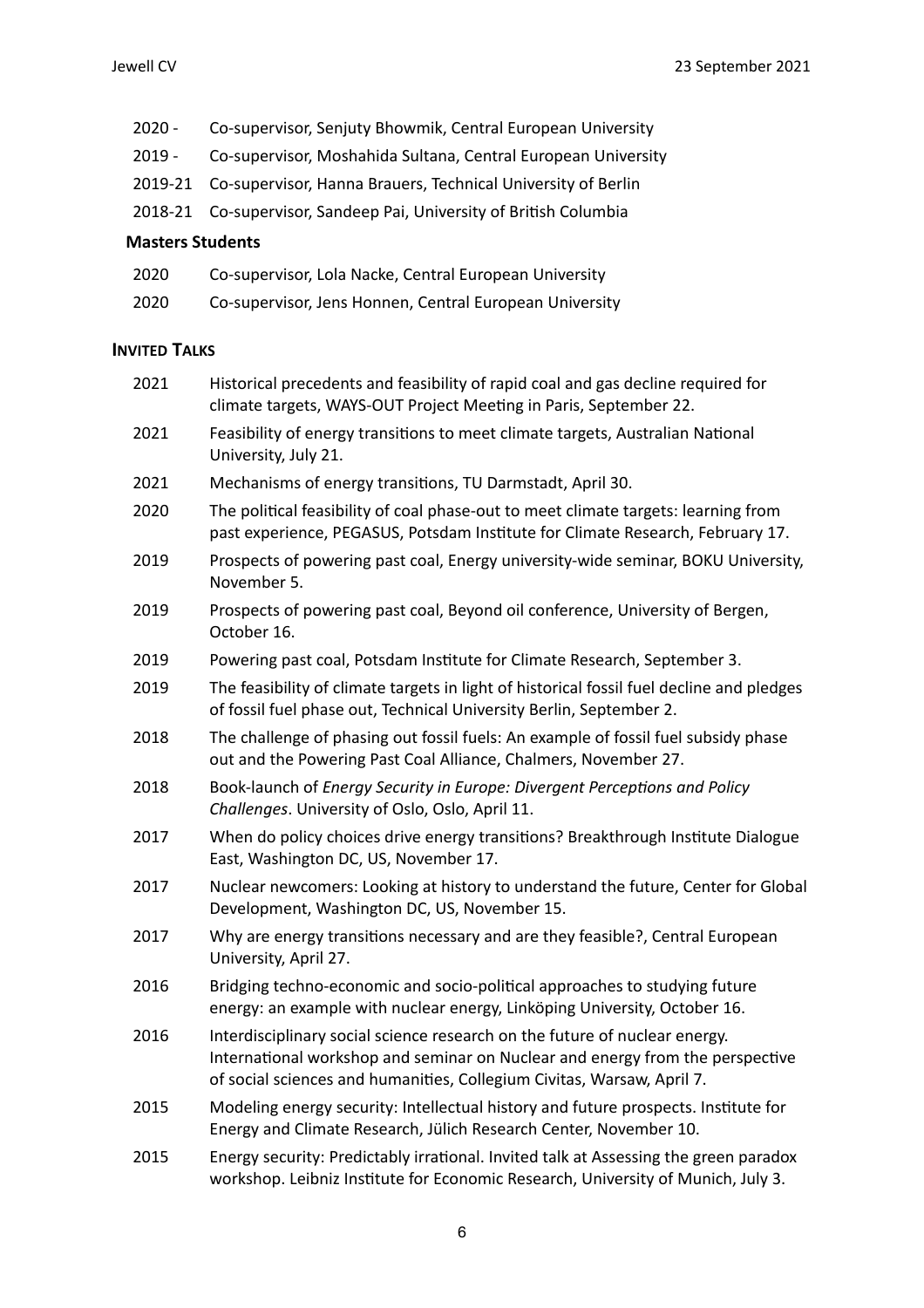2020 - Co-supervisor, Senjuty Bhowmik, Central European University

2019 - Co-supervisor, Moshahida Sultana, Central European University

2019-21 Co-supervisor, Hanna Brauers, Technical University of Berlin

2018-21 Co-supervisor, Sandeep Pai, University of British Columbia

**Masters Students**

2020 Co-supervisor, Lola Nacke, Central European University

2020 Co-supervisor, Jens Honnen, Central European University

## INVITED TALKS

2021 Historical precedents and feasibility of rapid coal and gas decline required for climate targets, WAYS-OUT Project Meeting in Paris, September 22.

2021 Feasibility of energy transitions to meet climate targets, Australian National University, July 21.

2021 Mechanisms of energy transitions, TU Darmstadt, April 30.

2020 The political feasibility of coal phase-out to meet climate targets: learning from past experience, PEGASUS, Potsdam Institute for Climate Research, February 17.

2019 Prospects of powering past coal, Energy university-wide seminar, BOKU University, November 5.

2019 Prospects of powering past coal, Beyond oil conference, University of Bergen, October 16.

2019 Powering past coal, Potsdam Institute for Climate Research, September 3.

2019 The feasibility of climate targets in light of historical fossil fuel decline and pledges of fossil fuel phase out, Technical University Berlin, September 2.

2018 The challenge of phasing out fossil fuels: An example of fossil fuel subsidy phase out and the Powering Past Coal Alliance, Chalmers, November 27.

2018 Book-launch of *Energy Security in Europe: Divergent Perceptions and Policy Challenges*. University of Oslo, Oslo, April 11.

2017 When do policy choices drive energy transitions? Breakthrough Institute Dialogue East, Washington DC, US, November 17.

2017 Nuclear newcomers: Looking at history to understand the future, Center for Global Development, Washington DC, US, November 15.

2017 Why are energy transitions necessary and are they feasible?, Central European University, April 27.

2016 Bridging techno-economic and socio-political approaches to studying future energy: an example with nuclear energy, Linköping University, October 16.

2016 Interdisciplinary social science research on the future of nuclear energy. International workshop and seminar on Nuclear and energy from the perspective of social sciences and humanities, Collegium Civitas, Warsaw, April 7.

2015 Modeling energy security: Intellectual history and future prospects. Institute for Energy and Climate Research, Jülich Research Center, November 10.

2015 Energy security: Predictably irrational. Invited talk at Assessing the green paradox workshop. Leibniz Institute for Economic Research, University of Munich, July 3.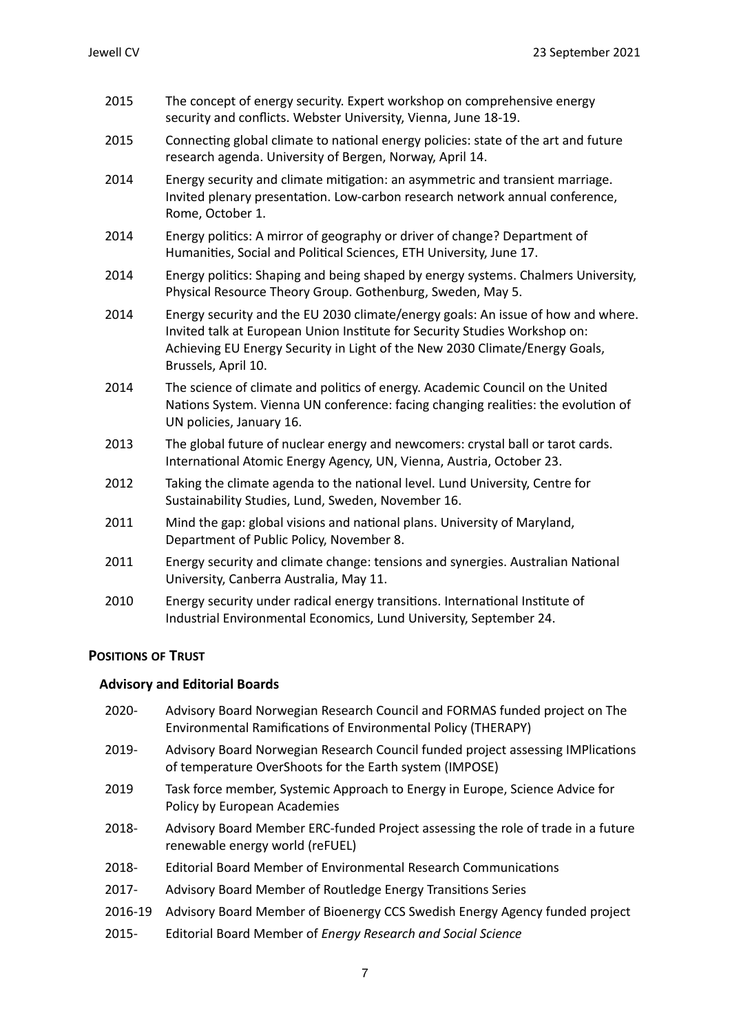| | |
|---|---|
| 2015 | The concept of energy security. Expert workshop on comprehensive energy security and conflicts. Webster University, Vienna, June 18-19. |
| 2015 | Connecting global climate to national energy policies: state of the art and future research agenda. University of Bergen, Norway, April 14. |
| 2014 | Energy security and climate mitigation: an asymmetric and transient marriage. Invited plenary presentation. Low-carbon research network annual conference, Rome, October 1. |
| 2014 | Energy politics: A mirror of geography or driver of change? Department of Humanities, Social and Political Sciences, ETH University, June 17. |
| 2014 | Energy politics: Shaping and being shaped by energy systems. Chalmers University, Physical Resource Theory Group. Gothenburg, Sweden, May 5. |
| 2014 | Energy security and the EU 2030 climate/energy goals: An issue of how and where. Invited talk at European Union Institute for Security Studies Workshop on: Achieving EU Energy Security in Light of the New 2030 Climate/Energy Goals, Brussels, April 10. |
| 2014 | The science of climate and politics of energy. Academic Council on the United Nations System. Vienna UN conference: facing changing realities: the evolution of UN policies, January 16. |
| 2013 | The global future of nuclear energy and newcomers: crystal ball or tarot cards. International Atomic Energy Agency, UN, Vienna, Austria, October 23. |
| 2012 | Taking the climate agenda to the national level. Lund University, Centre for Sustainability Studies, Lund, Sweden, November 16. |
| 2011 | Mind the gap: global visions and national plans. University of Maryland, Department of Public Policy, November 8. |
| 2011 | Energy security and climate change: tensions and synergies. Australian National University, Canberra Australia, May 11. |
| 2010 | Energy security under radical energy transitions. International Institute of Industrial Environmental Economics, Lund University, September 24. |

## **POSITIONS OF TRUST**

### **Advisory and Editorial Boards**

| | |
|---|---|
| 2020- | Advisory Board Norwegian Research Council and FORMAS funded project on The Environmental Ramifications of Environmental Policy (THERAPY) |
| 2019- | Advisory Board Norwegian Research Council funded project assessing IMPlications of temperature OverShoots for the Earth system (IMPOSE) |
| 2019 | Task force member, Systemic Approach to Energy in Europe, Science Advice for Policy by European Academies |
| 2018- | Advisory Board Member ERC-funded Project assessing the role of trade in a future renewable energy world (reFUEL) |
| 2018- | Editorial Board Member of Environmental Research Communications |
| 2017- | Advisory Board Member of Routledge Energy Transitions Series |
| 2016-19 | Advisory Board Member of Bioenergy CCS Swedish Energy Agency funded project |
| 2015- | Editorial Board Member of *Energy Research and Social Science* |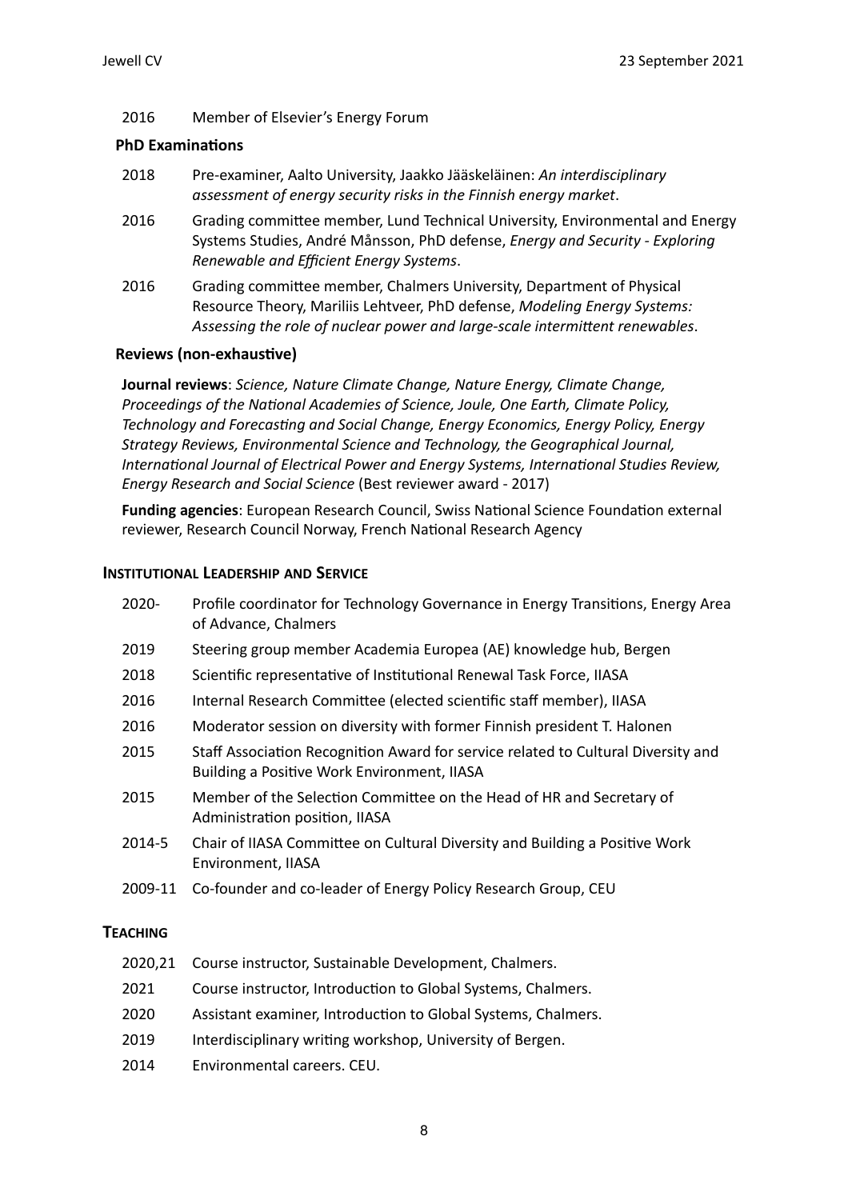2016 Member of Elsevier's Energy Forum

### PhD Examinations

2018 Pre-examiner, Aalto University, Jaakko Jääskeläinen: *An interdisciplinary assessment of energy security risks in the Finnish energy market*.

2016 Grading committee member, Lund Technical University, Environmental and Energy Systems Studies, André Månsson, PhD defense, *Energy and Security - Exploring Renewable and Efficient Energy Systems*.

2016 Grading committee member, Chalmers University, Department of Physical Resource Theory, Mariliis Lehtveer, PhD defense, *Modeling Energy Systems: Assessing the role of nuclear power and large-scale intermittent renewables*.

### Reviews (non-exhaustive)

**Journal reviews**: *Science, Nature Climate Change, Nature Energy, Climate Change, Proceedings of the National Academies of Science, Joule, One Earth, Climate Policy, Technology and Forecasting and Social Change, Energy Economics, Energy Policy, Energy Strategy Reviews, Environmental Science and Technology, the Geographical Journal, International Journal of Electrical Power and Energy Systems, International Studies Review, Energy Research and Social Science* (Best reviewer award - 2017)

**Funding agencies**: European Research Council, Swiss National Science Foundation external reviewer, Research Council Norway, French National Research Agency

## Institutional Leadership and Service

2020- Profile coordinator for Technology Governance in Energy Transitions, Energy Area of Advance, Chalmers

2019 Steering group member Academia Europea (AE) knowledge hub, Bergen

2018 Scientific representative of Institutional Renewal Task Force, IIASA

2016 Internal Research Committee (elected scientific staff member), IIASA

2016 Moderator session on diversity with former Finnish president T. Halonen

2015 Staff Association Recognition Award for service related to Cultural Diversity and Building a Positive Work Environment, IIASA

2015 Member of the Selection Committee on the Head of HR and Secretary of Administration position, IIASA

2014-5 Chair of IIASA Committee on Cultural Diversity and Building a Positive Work Environment, IIASA

2009-11 Co-founder and co-leader of Energy Policy Research Group, CEU

## Teaching

2020,21 Course instructor, Sustainable Development, Chalmers.

2021 Course instructor, Introduction to Global Systems, Chalmers.

2020 Assistant examiner, Introduction to Global Systems, Chalmers.

2019 Interdisciplinary writing workshop, University of Bergen.

2014 Environmental careers. CEU.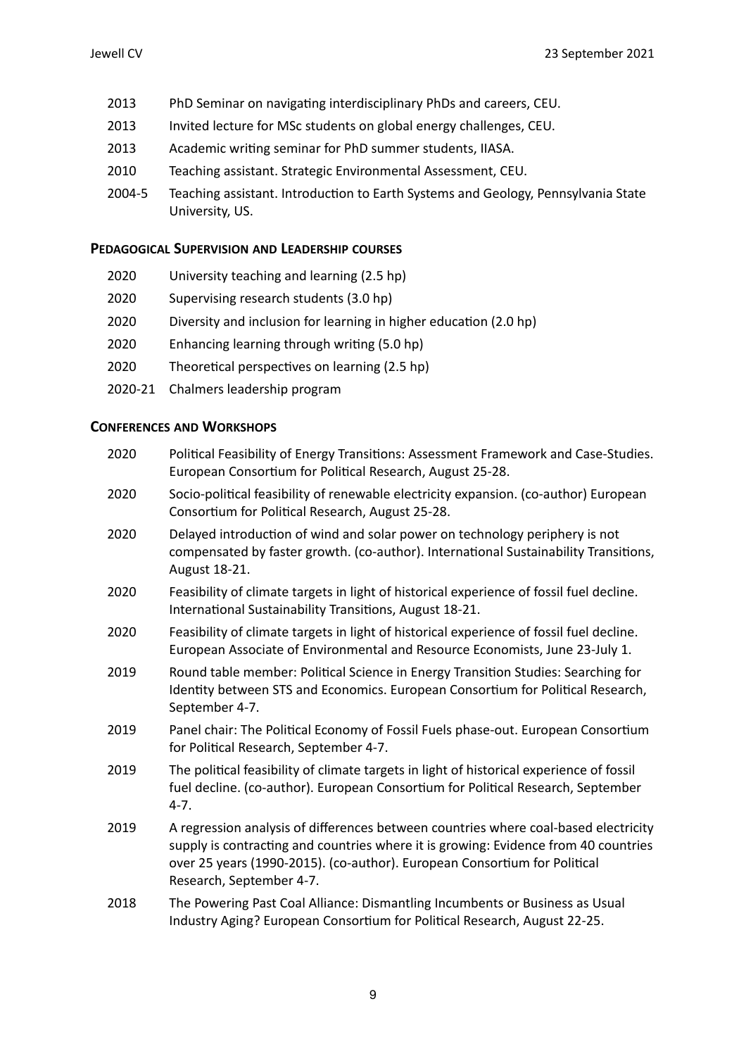2013 PhD Seminar on navigating interdisciplinary PhDs and careers, CEU.

2013 Invited lecture for MSc students on global energy challenges, CEU.

2013 Academic writing seminar for PhD summer students, IIASA.

2010 Teaching assistant. Strategic Environmental Assessment, CEU.

2004-5 Teaching assistant. Introduction to Earth Systems and Geology, Pennsylvania State University, US.

### Pedagogical Supervision and Leadership courses

2020 University teaching and learning (2.5 hp)

2020 Supervising research students (3.0 hp)

2020 Diversity and inclusion for learning in higher education (2.0 hp)

2020 Enhancing learning through writing (5.0 hp)

2020 Theoretical perspectives on learning (2.5 hp)

2020-21 Chalmers leadership program

### Conferences and Workshops

2020 Political Feasibility of Energy Transitions: Assessment Framework and Case-Studies. European Consortium for Political Research, August 25-28.

2020 Socio-political feasibility of renewable electricity expansion. (co-author) European Consortium for Political Research, August 25-28.

2020 Delayed introduction of wind and solar power on technology periphery is not compensated by faster growth. (co-author). International Sustainability Transitions, August 18-21.

2020 Feasibility of climate targets in light of historical experience of fossil fuel decline. International Sustainability Transitions, August 18-21.

2020 Feasibility of climate targets in light of historical experience of fossil fuel decline. European Associate of Environmental and Resource Economists, June 23-July 1.

2019 Round table member: Political Science in Energy Transition Studies: Searching for Identity between STS and Economics. European Consortium for Political Research, September 4-7.

2019 Panel chair: The Political Economy of Fossil Fuels phase-out. European Consortium for Political Research, September 4-7.

2019 The political feasibility of climate targets in light of historical experience of fossil fuel decline. (co-author). European Consortium for Political Research, September 4-7.

2019 A regression analysis of differences between countries where coal-based electricity supply is contracting and countries where it is growing: Evidence from 40 countries over 25 years (1990-2015). (co-author). European Consortium for Political Research, September 4-7.

2018 The Powering Past Coal Alliance: Dismantling Incumbents or Business as Usual Industry Aging? European Consortium for Political Research, August 22-25.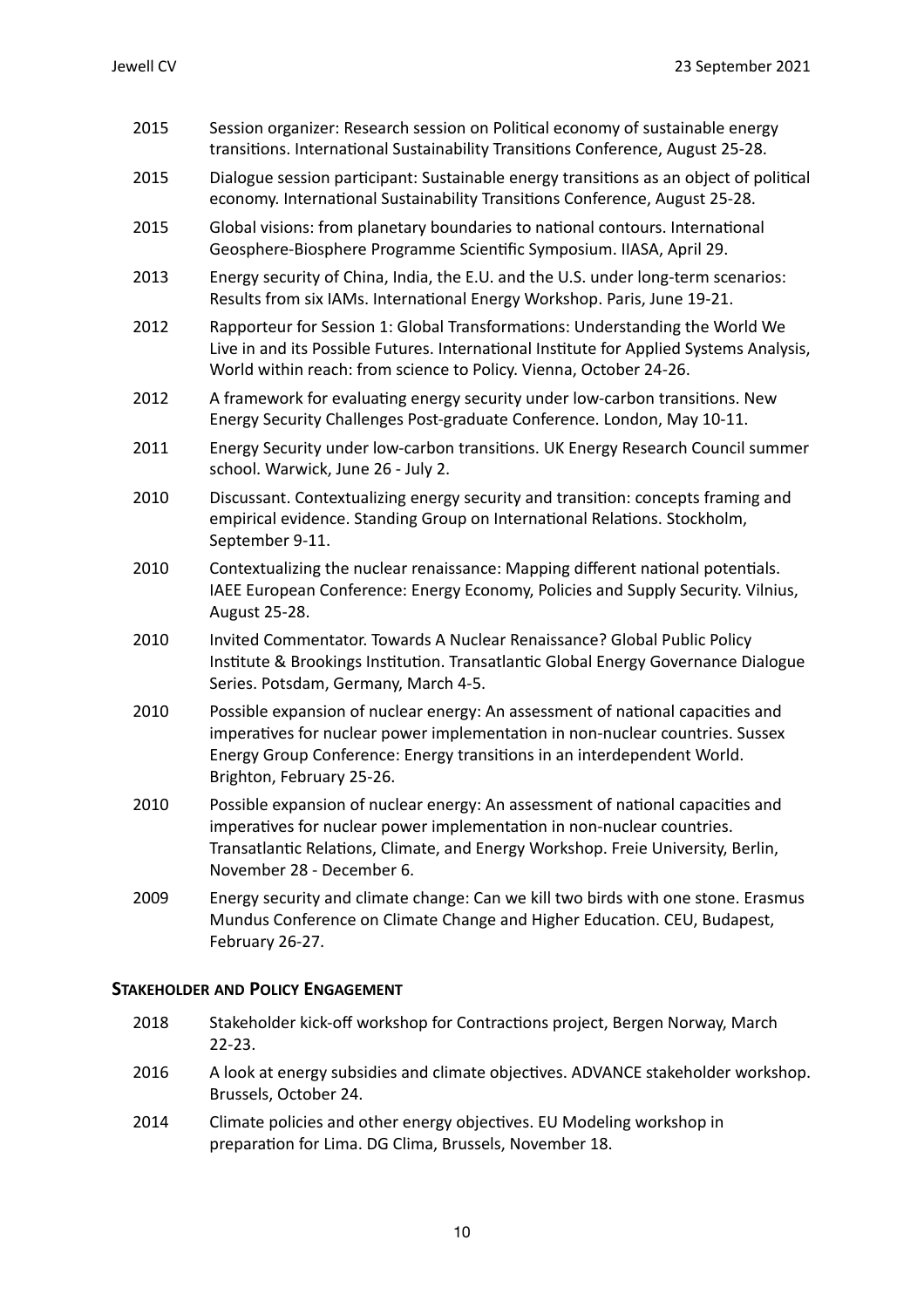2015 Session organizer: Research session on Political economy of sustainable energy transitions. International Sustainability Transitions Conference, August 25-28.

2015 Dialogue session participant: Sustainable energy transitions as an object of political economy. International Sustainability Transitions Conference, August 25-28.

2015 Global visions: from planetary boundaries to national contours. International Geosphere-Biosphere Programme Scientific Symposium. IIASA, April 29.

2013 Energy security of China, India, the E.U. and the U.S. under long-term scenarios: Results from six IAMs. International Energy Workshop. Paris, June 19-21.

2012 Rapporteur for Session 1: Global Transformations: Understanding the World We Live in and its Possible Futures. International Institute for Applied Systems Analysis, World within reach: from science to Policy. Vienna, October 24-26.

2012 A framework for evaluating energy security under low-carbon transitions. New Energy Security Challenges Post-graduate Conference. London, May 10-11.

2011 Energy Security under low-carbon transitions. UK Energy Research Council summer school. Warwick, June 26 - July 2.

2010 Discussant. Contextualizing energy security and transition: concepts framing and empirical evidence. Standing Group on International Relations. Stockholm, September 9-11.

2010 Contextualizing the nuclear renaissance: Mapping different national potentials. IAEE European Conference: Energy Economy, Policies and Supply Security. Vilnius, August 25-28.

2010 Invited Commentator. Towards A Nuclear Renaissance? Global Public Policy Institute & Brookings Institution. Transatlantic Global Energy Governance Dialogue Series. Potsdam, Germany, March 4-5.

2010 Possible expansion of nuclear energy: An assessment of national capacities and imperatives for nuclear power implementation in non-nuclear countries. Sussex Energy Group Conference: Energy transitions in an interdependent World. Brighton, February 25-26.

2010 Possible expansion of nuclear energy: An assessment of national capacities and imperatives for nuclear power implementation in non-nuclear countries. Transatlantic Relations, Climate, and Energy Workshop. Freie University, Berlin, November 28 - December 6.

2009 Energy security and climate change: Can we kill two birds with one stone. Erasmus Mundus Conference on Climate Change and Higher Education. CEU, Budapest, February 26-27.

## STAKEHOLDER AND POLICY ENGAGEMENT

2018 Stakeholder kick-off workshop for Contractions project, Bergen Norway, March 22-23.

2016 A look at energy subsidies and climate objectives. ADVANCE stakeholder workshop. Brussels, October 24.

2014 Climate policies and other energy objectives. EU Modeling workshop in preparation for Lima. DG Clima, Brussels, November 18.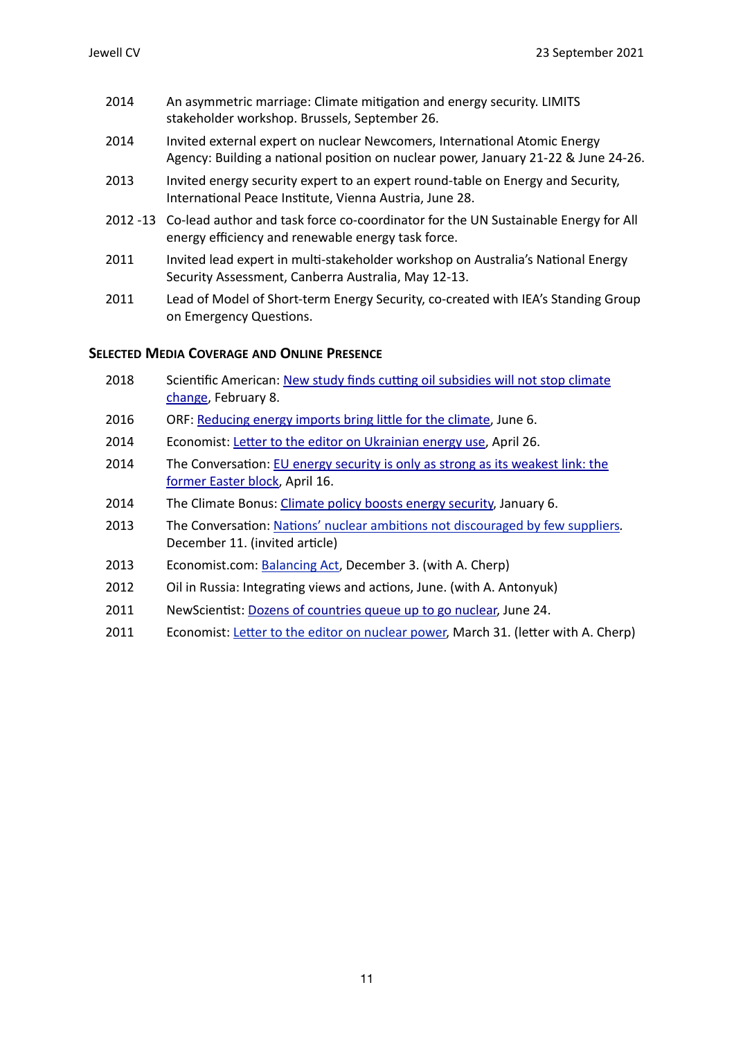| | |
|---|---|
| 2014 | An asymmetric marriage: Climate mitigation and energy security. LIMITS stakeholder workshop. Brussels, September 26. |
| 2014 | Invited external expert on nuclear Newcomers, International Atomic Energy Agency: Building a national position on nuclear power, January 21-22 & June 24-26. |
| 2013 | Invited energy security expert to an expert round-table on Energy and Security, International Peace Institute, Vienna Austria, June 28. |
| 2012 -13 | Co-lead author and task force co-coordinator for the UN Sustainable Energy for All energy efficiency and renewable energy task force. |
| 2011 | Invited lead expert in multi-stakeholder workshop on Australia's National Energy Security Assessment, Canberra Australia, May 12-13. |
| 2011 | Lead of Model of Short-term Energy Security, co-created with IEA's Standing Group on Emergency Questions. |

## Selected Media Coverage and Online Presence

| | |
|---|---|
| 2018 | Scientific American: New study finds cutting oil subsidies will not stop climate change, February 8. |
| 2016 | ORF: Reducing energy imports bring little for the climate, June 6. |
| 2014 | Economist: Letter to the editor on Ukrainian energy use, April 26. |
| 2014 | The Conversation: EU energy security is only as strong as its weakest link: the former Easter block, April 16. |
| 2014 | The Climate Bonus: Climate policy boosts energy security, January 6. |
| 2013 | The Conversation: Nations' nuclear ambitions not discouraged by few suppliers. December 11. (invited article) |
| 2013 | Economist.com: Balancing Act, December 3. (with A. Cherp) |
| 2012 | Oil in Russia: Integrating views and actions, June. (with A. Antonyuk) |
| 2011 | NewScientist: Dozens of countries queue up to go nuclear, June 24. |
| 2011 | Economist: Letter to the editor on nuclear power, March 31. (letter with A. Cherp) |